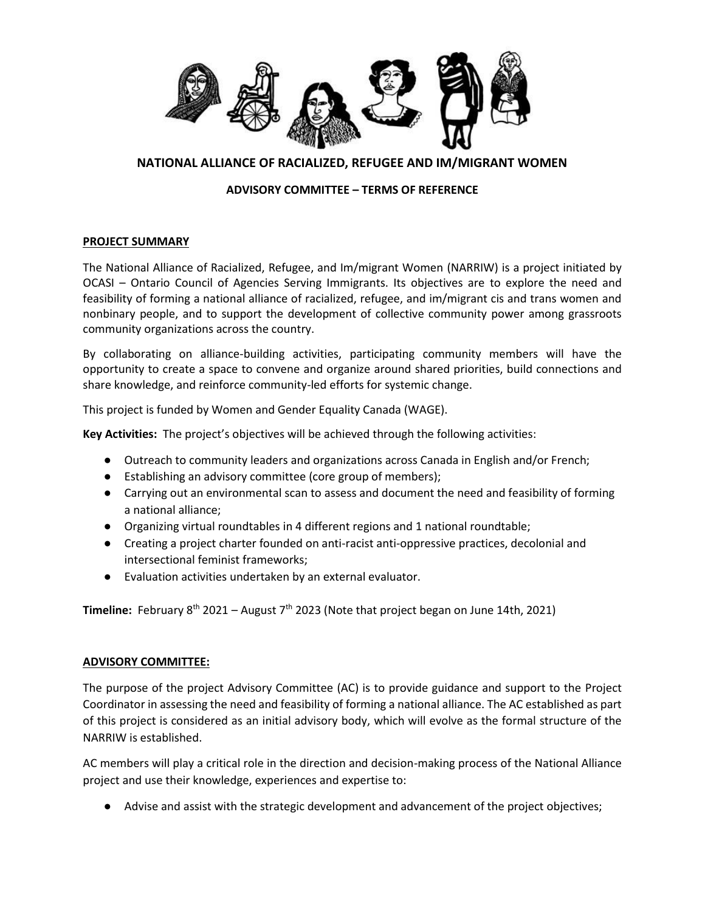# NATIONAL ALLIANCE OF RACIALIZED, REFUGEE AND IM/MIGRANT WOMEN

## ADVISORY COMMITTEE – TERMS OF REFERENCE

### PROJECT SUMMARY

The National Alliance of Racialized, Refugee, and Im/migrant Women (NARRIW) is a project initiated by OCASI – Ontario Council of Agencies Serving Immigrants. Its objectives are to explore the need and feasibility of forming a national alliance of racialized, refugee, and im/migrant cis and trans women and nonbinary people, and to support the development of collective community power among grassroots community organizations across the country.

By collaborating on alliance-building activities, participating community members will have the opportunity to create a space to convene and organize around shared priorities, build connections and share knowledge, and reinforce community-led efforts for systemic change.

This project is funded by Women and Gender Equality Canada (WAGE).

**Key Activities:** The project's objectives will be achieved through the following activities:

- Outreach to community leaders and organizations across Canada in English and/or French;
- Establishing an advisory committee (core group of members);
- Carrying out an environmental scan to assess and document the need and feasibility of forming a national alliance;
- Organizing virtual roundtables in 4 different regions and 1 national roundtable;
- Creating a project charter founded on anti-racist anti-oppressive practices, decolonial and intersectional feminist frameworks;
- Evaluation activities undertaken by an external evaluator.

**Timeline:** February 8th 2021 – August 7th 2023 (Note that project began on June 14th, 2021)

### ADVISORY COMMITTEE:

The purpose of the project Advisory Committee (AC) is to provide guidance and support to the Project Coordinator in assessing the need and feasibility of forming a national alliance. The AC established as part of this project is considered as an initial advisory body, which will evolve as the formal structure of the NARRIW is established.

AC members will play a critical role in the direction and decision-making process of the National Alliance project and use their knowledge, experiences and expertise to:

- Advise and assist with the strategic development and advancement of the project objectives;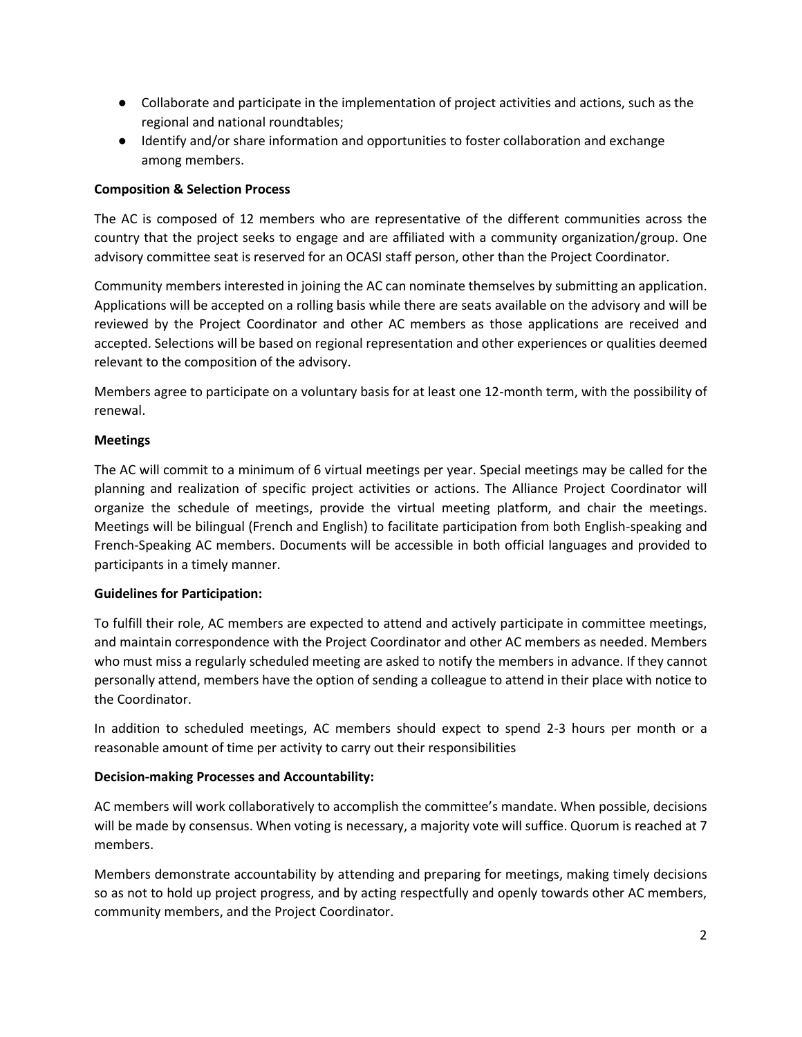- Collaborate and participate in the implementation of project activities and actions, such as the regional and national roundtables;
- Identify and/or share information and opportunities to foster collaboration and exchange among members.

**Composition & Selection Process**

The AC is composed of 12 members who are representative of the different communities across the country that the project seeks to engage and are affiliated with a community organization/group. One advisory committee seat is reserved for an OCASI staff person, other than the Project Coordinator.

Community members interested in joining the AC can nominate themselves by submitting an application. Applications will be accepted on a rolling basis while there are seats available on the advisory and will be reviewed by the Project Coordinator and other AC members as those applications are received and accepted. Selections will be based on regional representation and other experiences or qualities deemed relevant to the composition of the advisory.

Members agree to participate on a voluntary basis for at least one 12-month term, with the possibility of renewal.

**Meetings**

The AC will commit to a minimum of 6 virtual meetings per year. Special meetings may be called for the planning and realization of specific project activities or actions. The Alliance Project Coordinator will organize the schedule of meetings, provide the virtual meeting platform, and chair the meetings. Meetings will be bilingual (French and English) to facilitate participation from both English-speaking and French-Speaking AC members. Documents will be accessible in both official languages and provided to participants in a timely manner.

**Guidelines for Participation:**

To fulfill their role, AC members are expected to attend and actively participate in committee meetings, and maintain correspondence with the Project Coordinator and other AC members as needed. Members who must miss a regularly scheduled meeting are asked to notify the members in advance. If they cannot personally attend, members have the option of sending a colleague to attend in their place with notice to the Coordinator.

In addition to scheduled meetings, AC members should expect to spend 2-3 hours per month or a reasonable amount of time per activity to carry out their responsibilities

**Decision-making Processes and Accountability:**

AC members will work collaboratively to accomplish the committee's mandate. When possible, decisions will be made by consensus. When voting is necessary, a majority vote will suffice. Quorum is reached at 7 members.

Members demonstrate accountability by attending and preparing for meetings, making timely decisions so as not to hold up project progress, and by acting respectfully and openly towards other AC members, community members, and the Project Coordinator.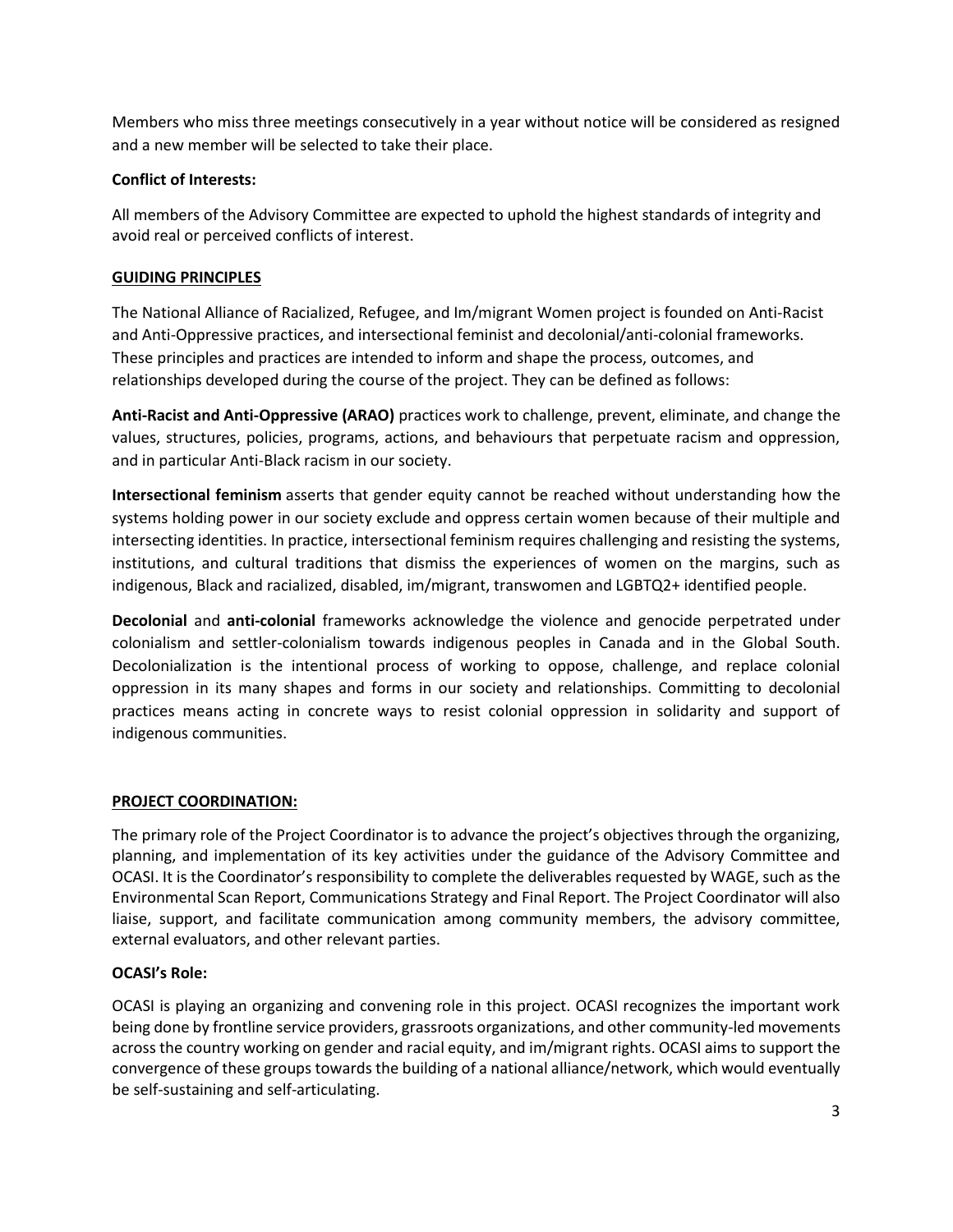Members who miss three meetings consecutively in a year without notice will be considered as resigned and a new member will be selected to take their place.

**Conflict of Interests:**

All members of the Advisory Committee are expected to uphold the highest standards of integrity and avoid real or perceived conflicts of interest.

## GUIDING PRINCIPLES

The National Alliance of Racialized, Refugee, and Im/migrant Women project is founded on Anti-Racist and Anti-Oppressive practices, and intersectional feminist and decolonial/anti-colonial frameworks. These principles and practices are intended to inform and shape the process, outcomes, and relationships developed during the course of the project. They can be defined as follows:

**Anti-Racist and Anti-Oppressive (ARAO)** practices work to challenge, prevent, eliminate, and change the values, structures, policies, programs, actions, and behaviours that perpetuate racism and oppression, and in particular Anti-Black racism in our society.

**Intersectional feminism** asserts that gender equity cannot be reached without understanding how the systems holding power in our society exclude and oppress certain women because of their multiple and intersecting identities. In practice, intersectional feminism requires challenging and resisting the systems, institutions, and cultural traditions that dismiss the experiences of women on the margins, such as indigenous, Black and racialized, disabled, im/migrant, transwomen and LGBTQ2+ identified people.

**Decolonial** and **anti-colonial** frameworks acknowledge the violence and genocide perpetrated under colonialism and settler-colonialism towards indigenous peoples in Canada and in the Global South. Decolonialization is the intentional process of working to oppose, challenge, and replace colonial oppression in its many shapes and forms in our society and relationships. Committing to decolonial practices means acting in concrete ways to resist colonial oppression in solidarity and support of indigenous communities.

## PROJECT COORDINATION:

The primary role of the Project Coordinator is to advance the project's objectives through the organizing, planning, and implementation of its key activities under the guidance of the Advisory Committee and OCASI. It is the Coordinator's responsibility to complete the deliverables requested by WAGE, such as the Environmental Scan Report, Communications Strategy and Final Report. The Project Coordinator will also liaise, support, and facilitate communication among community members, the advisory committee, external evaluators, and other relevant parties.

**OCASI's Role:**

OCASI is playing an organizing and convening role in this project. OCASI recognizes the important work being done by frontline service providers, grassroots organizations, and other community-led movements across the country working on gender and racial equity, and im/migrant rights. OCASI aims to support the convergence of these groups towards the building of a national alliance/network, which would eventually be self-sustaining and self-articulating.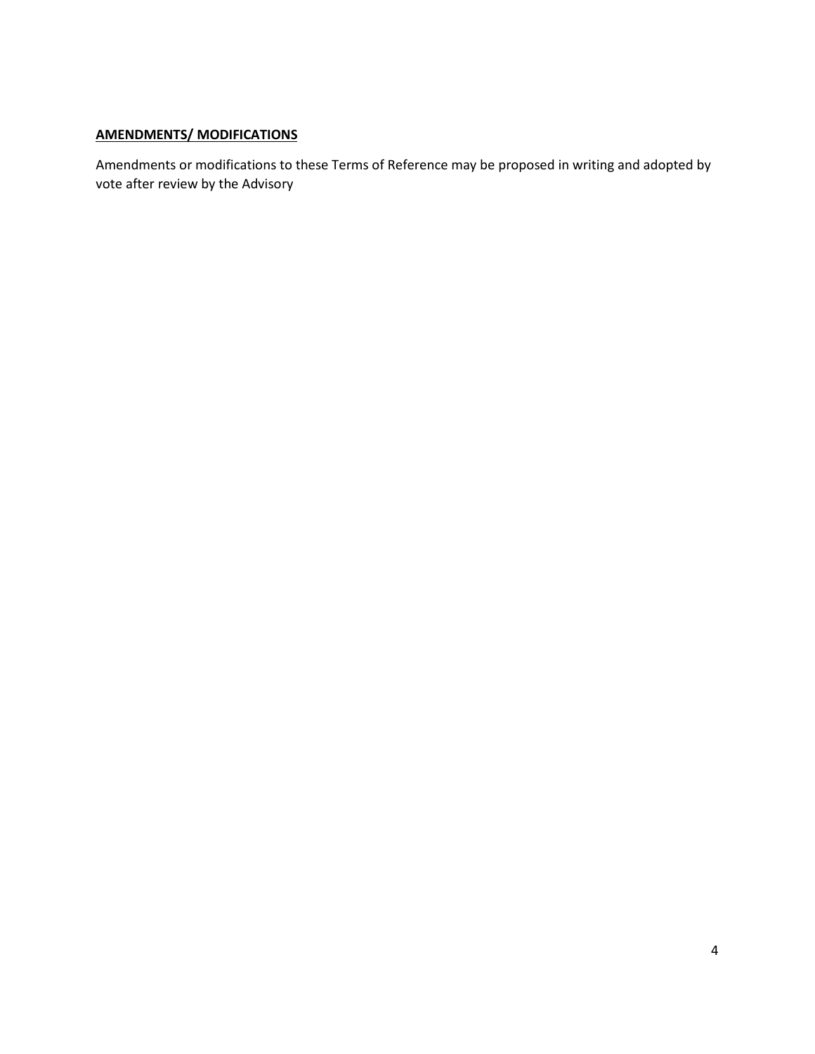## **AMENDMENTS/ MODIFICATIONS**

Amendments or modifications to these Terms of Reference may be proposed in writing and adopted by vote after review by the Advisory